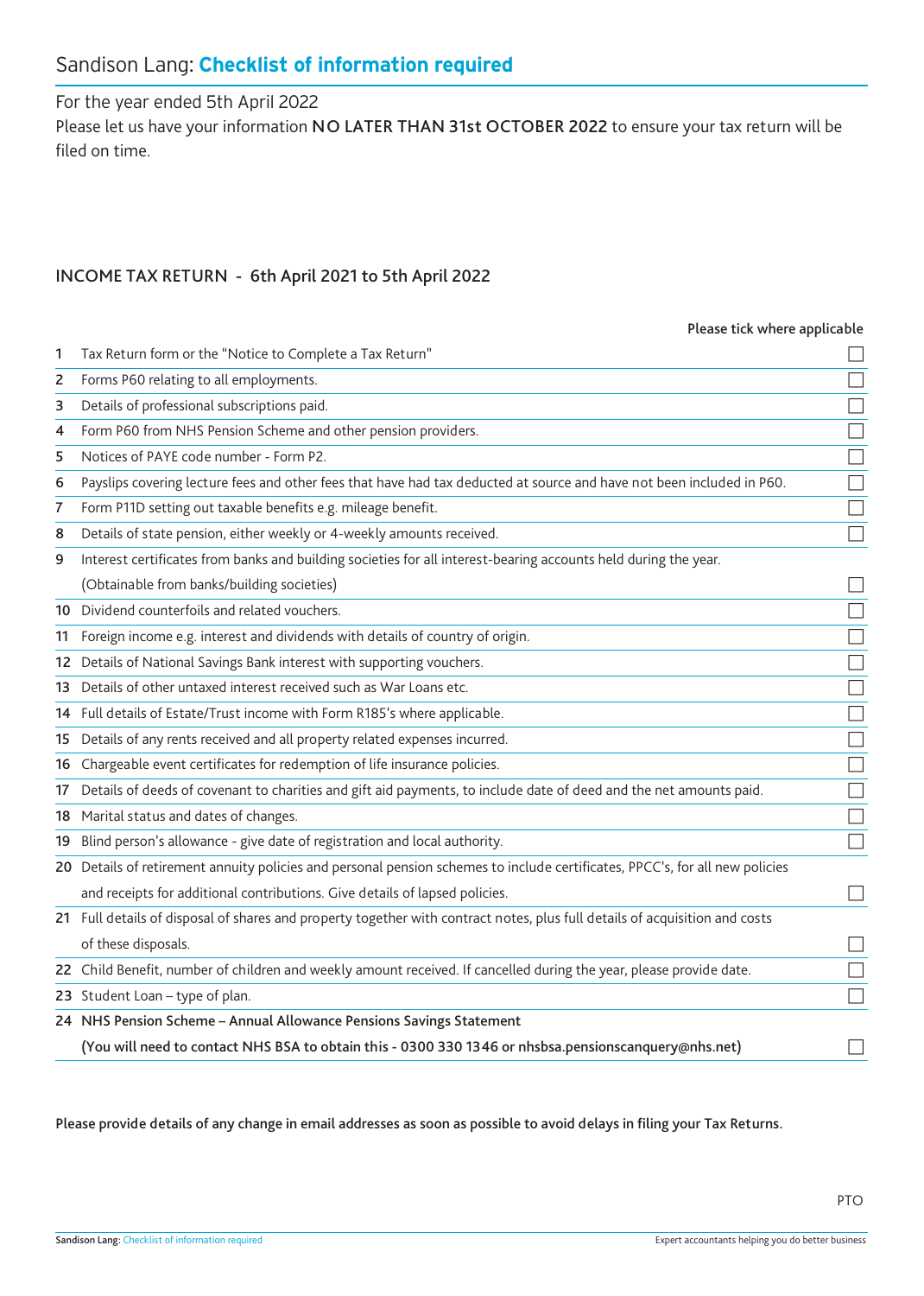# Sandison Lang: **Checklist of information required**

For the year ended 5th April 2022

Please let us have your information **NO LATER THAN 31st OCTOBER 2022** to ensure your tax return will be filed on time.

## INCOME TAX RETURN - 6th April 2021 to 5th April 2022

| | | Please tick where applicable |
|---|---|---|
| 1 | Tax Return form or the "Notice to Complete a Tax Return" | ☐ |
| 2 | Forms P60 relating to all employments. | ☐ |
| 3 | Details of professional subscriptions paid. | ☐ |
| 4 | Form P60 from NHS Pension Scheme and other pension providers. | ☐ |
| 5 | Notices of PAYE code number - Form P2. | ☐ |
| 6 | Payslips covering lecture fees and other fees that have had tax deducted at source and have not been included in P60. | ☐ |
| 7 | Form P11D setting out taxable benefits e.g. mileage benefit. | ☐ |
| 8 | Details of state pension, either weekly or 4-weekly amounts received. | ☐ |
| 9 | Interest certificates from banks and building societies for all interest-bearing accounts held during the year. (Obtainable from banks/building societies) | ☐ |
| 10 | Dividend counterfoils and related vouchers. | ☐ |
| 11 | Foreign income e.g. interest and dividends with details of country of origin. | ☐ |
| 12 | Details of National Savings Bank interest with supporting vouchers. | ☐ |
| 13 | Details of other untaxed interest received such as War Loans etc. | ☐ |
| 14 | Full details of Estate/Trust income with Form R185's where applicable. | ☐ |
| 15 | Details of any rents received and all property related expenses incurred. | ☐ |
| 16 | Chargeable event certificates for redemption of life insurance policies. | ☐ |
| 17 | Details of deeds of covenant to charities and gift aid payments, to include date of deed and the net amounts paid. | ☐ |
| 18 | Marital status and dates of changes. | ☐ |
| 19 | Blind person's allowance - give date of registration and local authority. | ☐ |
| 20 | Details of retirement annuity policies and personal pension schemes to include certificates, PPCC's, for all new policies and receipts for additional contributions. Give details of lapsed policies. | ☐ |
| 21 | Full details of disposal of shares and property together with contract notes, plus full details of acquisition and costs of these disposals. | ☐ |
| 22 | Child Benefit, number of children and weekly amount received. If cancelled during the year, please provide date. | ☐ |
| 23 | Student Loan – type of plan. | ☐ |
| 24 | **NHS Pension Scheme – Annual Allowance Pensions Savings Statement (You will need to contact NHS BSA to obtain this - 0300 330 1346 or nhsbsa.pensionscanquery@nhs.net)** | ☐ |

**Please provide details of any change in email addresses as soon as possible to avoid delays in filing your Tax Returns.**

PTO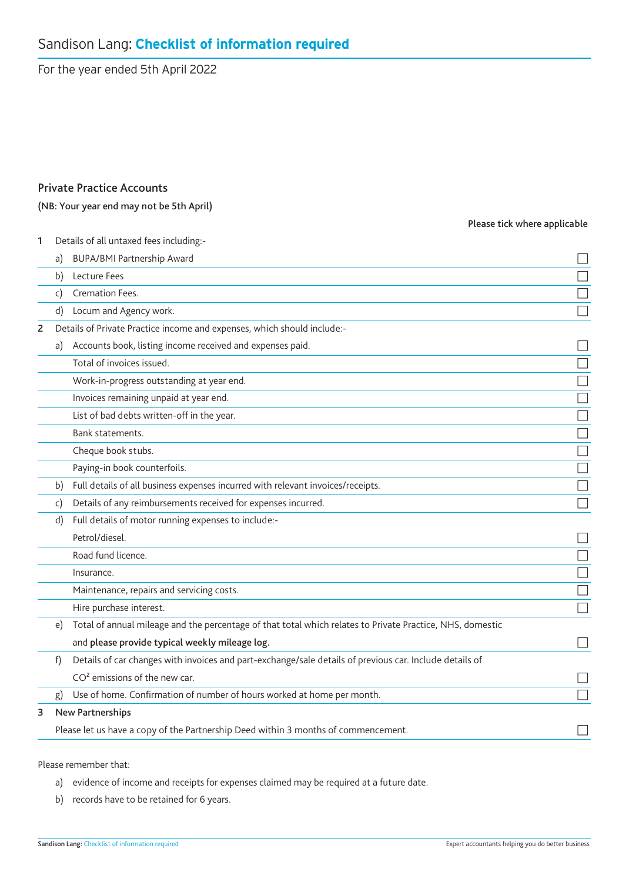# Sandison Lang: **Checklist of information required**

For the year ended 5th April 2022

## Private Practice Accounts

**(NB: Your year end may not be 5th April)**

**Please tick where applicable**

1 Details of all untaxed fees including:-

- a) BUPA/BMI Partnership Award ☐
- b) Lecture Fees ☐
- c) Cremation Fees. ☐
- d) Locum and Agency work. ☐

2 Details of Private Practice income and expenses, which should include:-

- a) Accounts book, listing income received and expenses paid. ☐
  - Total of invoices issued. ☐
  - Work-in-progress outstanding at year end. ☐
  - Invoices remaining unpaid at year end. ☐
  - List of bad debts written-off in the year. ☐
  - Bank statements. ☐
  - Cheque book stubs. ☐
  - Paying-in book counterfoils. ☐
- b) Full details of all business expenses incurred with relevant invoices/receipts. ☐
- c) Details of any reimbursements received for expenses incurred. ☐
- d) Full details of motor running expenses to include:-
  - Petrol/diesel. ☐
  - Road fund licence. ☐
  - Insurance. ☐
  - Maintenance, repairs and servicing costs. ☐
  - Hire purchase interest. ☐
- e) Total of annual mileage and the percentage of that total which relates to Private Practice, NHS, domestic and **please provide typical weekly mileage log.** ☐
- f) Details of car changes with invoices and part-exchange/sale details of previous car. Include details of $CO^2$ emissions of the new car. ☐
- g) Use of home. Confirmation of number of hours worked at home per month. ☐

3 **New Partnerships**

Please let us have a copy of the Partnership Deed within 3 months of commencement. ☐

Please remember that:

- a) evidence of income and receipts for expenses claimed may be required at a future date.
- b) records have to be retained for 6 years.